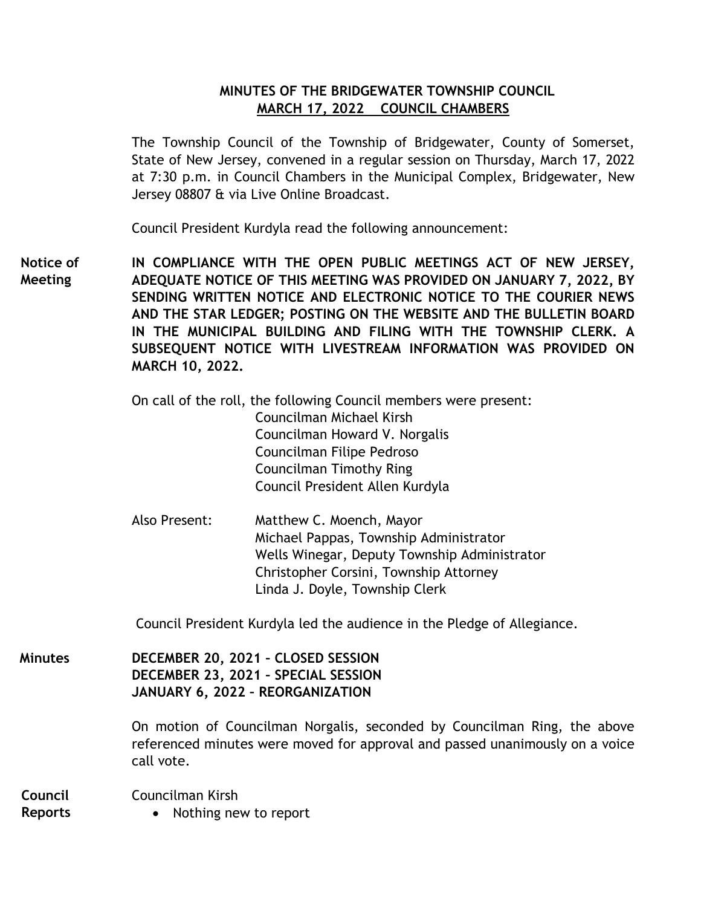# MINUTES OF THE BRIDGEWATER TOWNSHIP COUNCIL

## MARCH 17, 2022 COUNCIL CHAMBERS

The Township Council of the Township of Bridgewater, County of Somerset, State of New Jersey, convened in a regular session on Thursday, March 17, 2022 at 7:30 p.m. in Council Chambers in the Municipal Complex, Bridgewater, New Jersey 08807 & via Live Online Broadcast.

Council President Kurdyla read the following announcement:

**Notice of Meeting**

**IN COMPLIANCE WITH THE OPEN PUBLIC MEETINGS ACT OF NEW JERSEY, ADEQUATE NOTICE OF THIS MEETING WAS PROVIDED ON JANUARY 7, 2022, BY SENDING WRITTEN NOTICE AND ELECTRONIC NOTICE TO THE COURIER NEWS AND THE STAR LEDGER; POSTING ON THE WEBSITE AND THE BULLETIN BOARD IN THE MUNICIPAL BUILDING AND FILING WITH THE TOWNSHIP CLERK. A SUBSEQUENT NOTICE WITH LIVESTREAM INFORMATION WAS PROVIDED ON MARCH 10, 2022.**

On call of the roll, the following Council members were present:

Councilman Michael Kirsh
Councilman Howard V. Norgalis
Councilman Filipe Pedroso
Councilman Timothy Ring
Council President Allen Kurdyla

Also Present:

Matthew C. Moench, Mayor
Michael Pappas, Township Administrator
Wells Winegar, Deputy Township Administrator
Christopher Corsini, Township Attorney
Linda J. Doyle, Township Clerk

Council President Kurdyla led the audience in the Pledge of Allegiance.

**Minutes**

**DECEMBER 20, 2021 – CLOSED SESSION**
**DECEMBER 23, 2021 – SPECIAL SESSION**
**JANUARY 6, 2022 – REORGANIZATION**

On motion of Councilman Norgalis, seconded by Councilman Ring, the above referenced minutes were moved for approval and passed unanimously on a voice call vote.

**Council Reports**

Councilman Kirsh

- Nothing new to report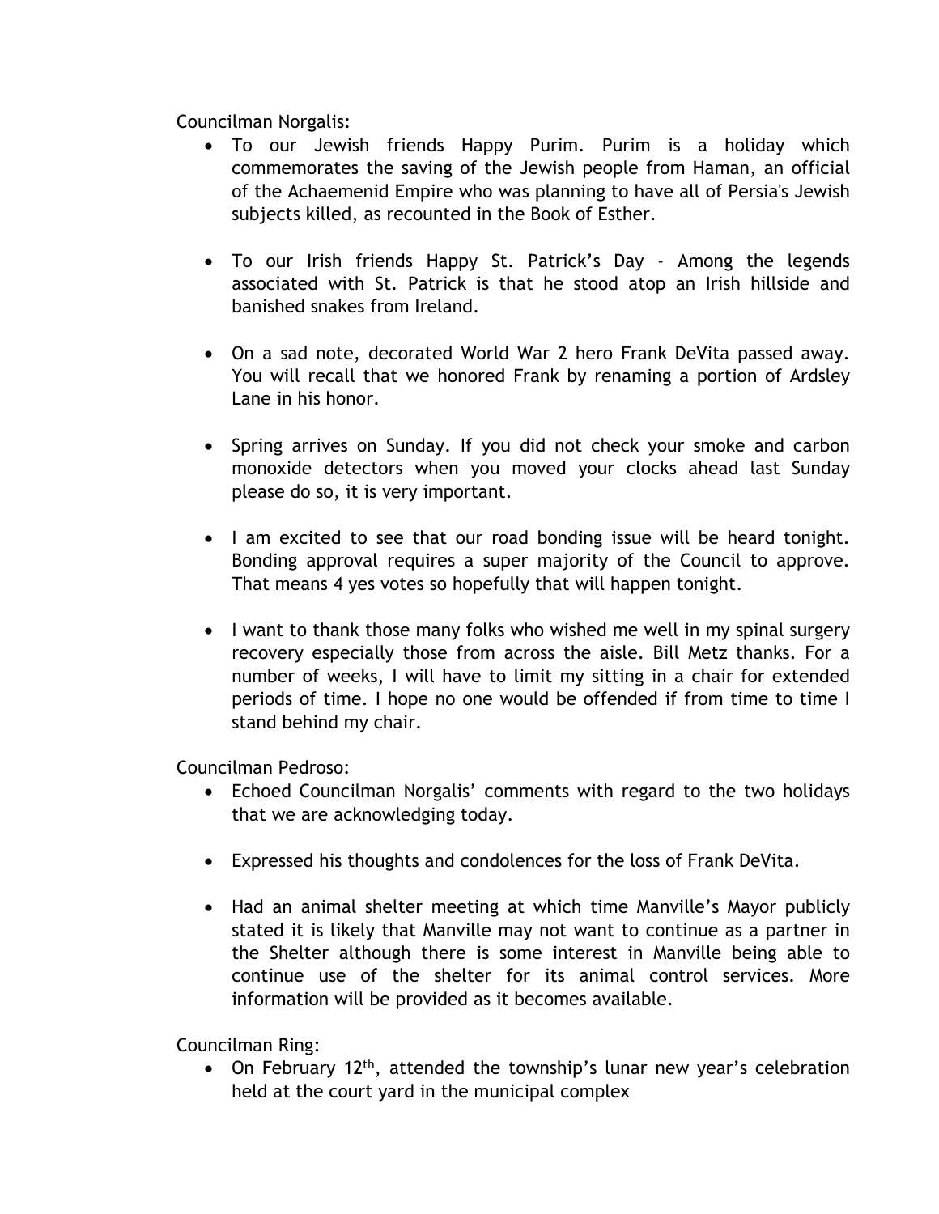Councilman Norgalis:

- To our Jewish friends Happy Purim. Purim is a holiday which commemorates the saving of the Jewish people from Haman, an official of the Achaemenid Empire who was planning to have all of Persia's Jewish subjects killed, as recounted in the Book of Esther.

- To our Irish friends Happy St. Patrick's Day - Among the legends associated with St. Patrick is that he stood atop an Irish hillside and banished snakes from Ireland.

- On a sad note, decorated World War 2 hero Frank DeVita passed away. You will recall that we honored Frank by renaming a portion of Ardsley Lane in his honor.

- Spring arrives on Sunday. If you did not check your smoke and carbon monoxide detectors when you moved your clocks ahead last Sunday please do so, it is very important.

- I am excited to see that our road bonding issue will be heard tonight. Bonding approval requires a super majority of the Council to approve. That means 4 yes votes so hopefully that will happen tonight.

- I want to thank those many folks who wished me well in my spinal surgery recovery especially those from across the aisle. Bill Metz thanks. For a number of weeks, I will have to limit my sitting in a chair for extended periods of time. I hope no one would be offended if from time to time I stand behind my chair.

Councilman Pedroso:

- Echoed Councilman Norgalis' comments with regard to the two holidays that we are acknowledging today.

- Expressed his thoughts and condolences for the loss of Frank DeVita.

- Had an animal shelter meeting at which time Manville's Mayor publicly stated it is likely that Manville may not want to continue as a partner in the Shelter although there is some interest in Manville being able to continue use of the shelter for its animal control services. More information will be provided as it becomes available.

Councilman Ring:

- On February 12th, attended the township's lunar new year's celebration held at the court yard in the municipal complex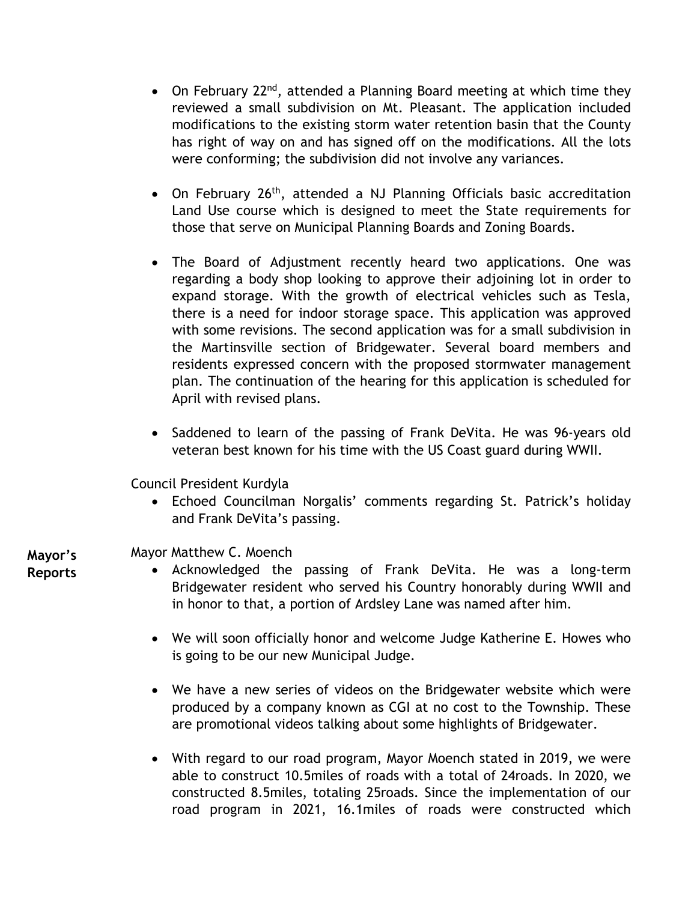- On February 22nd, attended a Planning Board meeting at which time they reviewed a small subdivision on Mt. Pleasant. The application included modifications to the existing storm water retention basin that the County has right of way on and has signed off on the modifications. All the lots were conforming; the subdivision did not involve any variances.

- On February 26th, attended a NJ Planning Officials basic accreditation Land Use course which is designed to meet the State requirements for those that serve on Municipal Planning Boards and Zoning Boards.

- The Board of Adjustment recently heard two applications. One was regarding a body shop looking to approve their adjoining lot in order to expand storage. With the growth of electrical vehicles such as Tesla, there is a need for indoor storage space. This application was approved with some revisions. The second application was for a small subdivision in the Martinsville section of Bridgewater. Several board members and residents expressed concern with the proposed stormwater management plan. The continuation of the hearing for this application is scheduled for April with revised plans.

- Saddened to learn of the passing of Frank DeVita. He was 96-years old veteran best known for his time with the US Coast guard during WWII.

Council President Kurdyla

- Echoed Councilman Norgalis' comments regarding St. Patrick's holiday and Frank DeVita's passing.

**Mayor's Reports**

Mayor Matthew C. Moench

- Acknowledged the passing of Frank DeVita. He was a long-term Bridgewater resident who served his Country honorably during WWII and in honor to that, a portion of Ardsley Lane was named after him.

- We will soon officially honor and welcome Judge Katherine E. Howes who is going to be our new Municipal Judge.

- We have a new series of videos on the Bridgewater website which were produced by a company known as CGI at no cost to the Township. These are promotional videos talking about some highlights of Bridgewater.

- With regard to our road program, Mayor Moench stated in 2019, we were able to construct 10.5miles of roads with a total of 24roads. In 2020, we constructed 8.5miles, totaling 25roads. Since the implementation of our road program in 2021, 16.1miles of roads were constructed which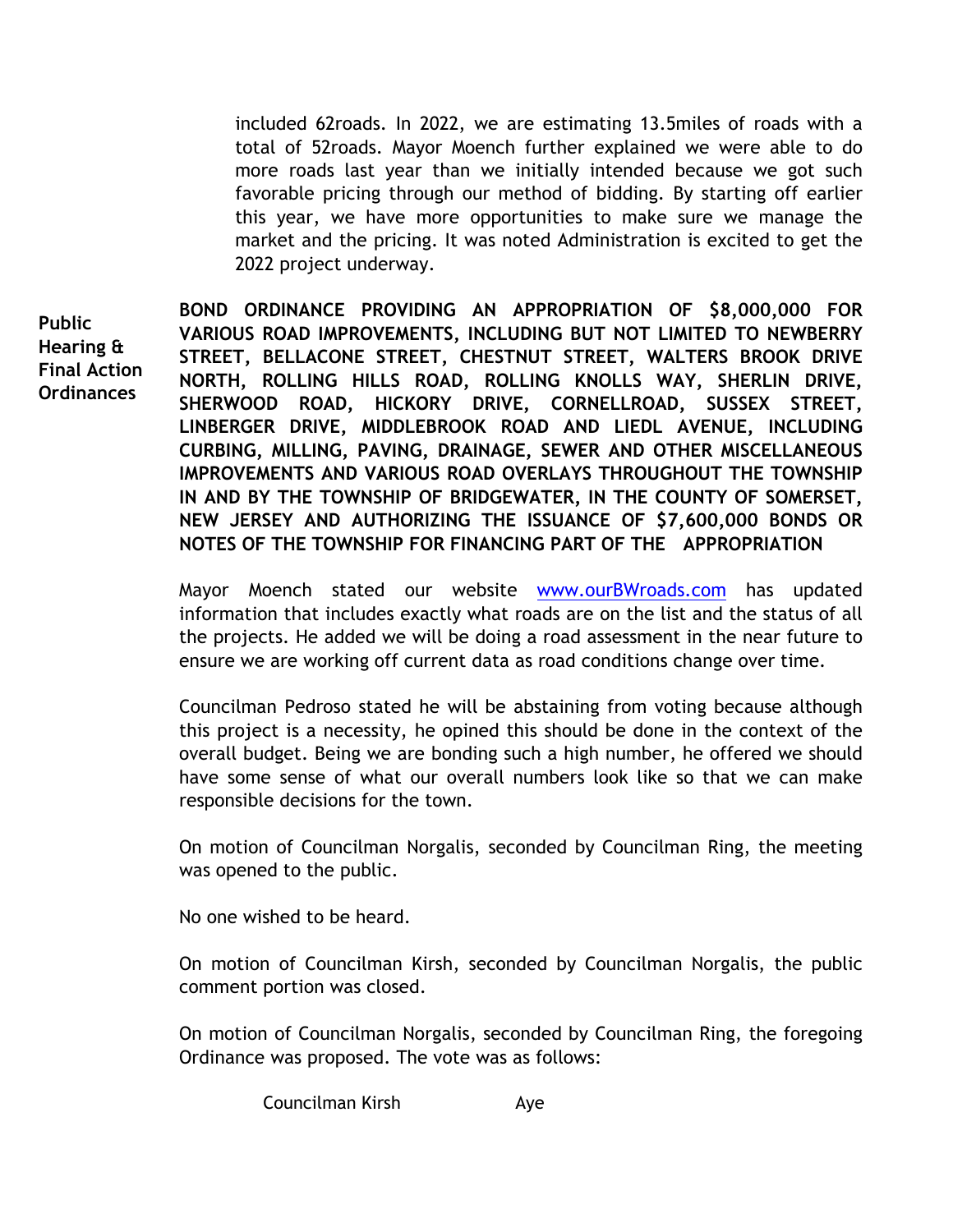included 62roads. In 2022, we are estimating 13.5miles of roads with a total of 52roads. Mayor Moench further explained we were able to do more roads last year than we initially intended because we got such favorable pricing through our method of bidding. By starting off earlier this year, we have more opportunities to make sure we manage the market and the pricing. It was noted Administration is excited to get the 2022 project underway.

**Public Hearing & Final Action Ordinances**

**BOND ORDINANCE PROVIDING AN APPROPRIATION OF $8,000,000 FOR VARIOUS ROAD IMPROVEMENTS, INCLUDING BUT NOT LIMITED TO NEWBERRY STREET, BELLACONE STREET, CHESTNUT STREET, WALTERS BROOK DRIVE NORTH, ROLLING HILLS ROAD, ROLLING KNOLLS WAY, SHERLIN DRIVE, SHERWOOD ROAD, HICKORY DRIVE, CORNELLROAD, SUSSEX STREET, LINBERGER DRIVE, MIDDLEBROOK ROAD AND LIEDL AVENUE, INCLUDING CURBING, MILLING, PAVING, DRAINAGE, SEWER AND OTHER MISCELLANEOUS IMPROVEMENTS AND VARIOUS ROAD OVERLAYS THROUGHOUT THE TOWNSHIP IN AND BY THE TOWNSHIP OF BRIDGEWATER, IN THE COUNTY OF SOMERSET, NEW JERSEY AND AUTHORIZING THE ISSUANCE OF $7,600,000 BONDS OR NOTES OF THE TOWNSHIP FOR FINANCING PART OF THE APPROPRIATION**

Mayor Moench stated our website www.ourBWroads.com has updated information that includes exactly what roads are on the list and the status of all the projects. He added we will be doing a road assessment in the near future to ensure we are working off current data as road conditions change over time.

Councilman Pedroso stated he will be abstaining from voting because although this project is a necessity, he opined this should be done in the context of the overall budget. Being we are bonding such a high number, he offered we should have some sense of what our overall numbers look like so that we can make responsible decisions for the town.

On motion of Councilman Norgalis, seconded by Councilman Ring, the meeting was opened to the public.

No one wished to be heard.

On motion of Councilman Kirsh, seconded by Councilman Norgalis, the public comment portion was closed.

On motion of Councilman Norgalis, seconded by Councilman Ring, the foregoing Ordinance was proposed. The vote was as follows:

Councilman Kirsh Aye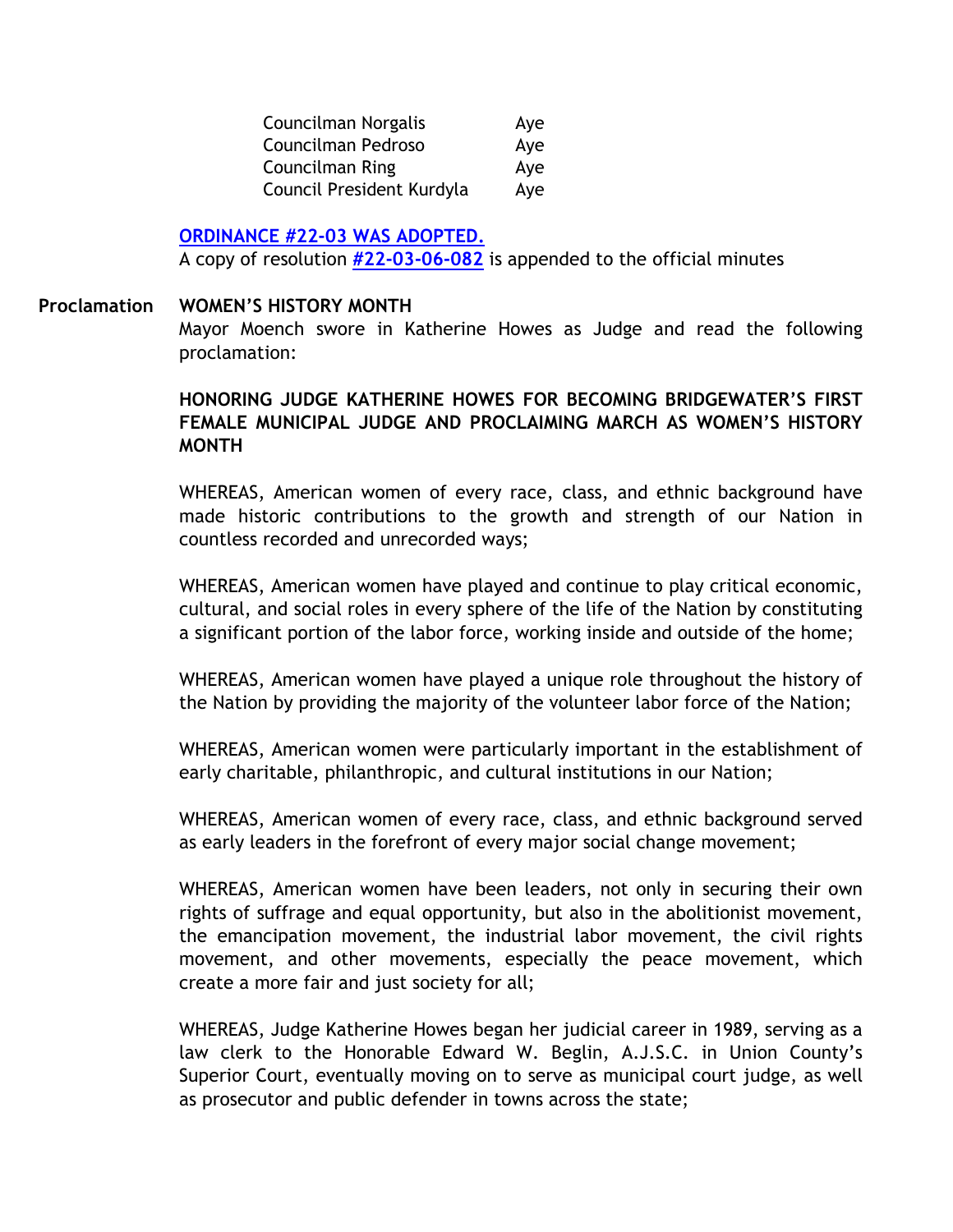| | |
|---|---|
| Councilman Norgalis | Aye |
| Councilman Pedroso | Aye |
| Councilman Ring | Aye |
| Council President Kurdyla | Aye |

**ORDINANCE #22-03 WAS ADOPTED.**

A copy of resolution **#22-03-06-082** is appended to the official minutes

**Proclamation** **WOMEN'S HISTORY MONTH**

Mayor Moench swore in Katherine Howes as Judge and read the following proclamation:

**HONORING JUDGE KATHERINE HOWES FOR BECOMING BRIDGEWATER'S FIRST FEMALE MUNICIPAL JUDGE AND PROCLAIMING MARCH AS WOMEN'S HISTORY MONTH**

WHEREAS, American women of every race, class, and ethnic background have made historic contributions to the growth and strength of our Nation in countless recorded and unrecorded ways;

WHEREAS, American women have played and continue to play critical economic, cultural, and social roles in every sphere of the life of the Nation by constituting a significant portion of the labor force, working inside and outside of the home;

WHEREAS, American women have played a unique role throughout the history of the Nation by providing the majority of the volunteer labor force of the Nation;

WHEREAS, American women were particularly important in the establishment of early charitable, philanthropic, and cultural institutions in our Nation;

WHEREAS, American women of every race, class, and ethnic background served as early leaders in the forefront of every major social change movement;

WHEREAS, American women have been leaders, not only in securing their own rights of suffrage and equal opportunity, but also in the abolitionist movement, the emancipation movement, the industrial labor movement, the civil rights movement, and other movements, especially the peace movement, which create a more fair and just society for all;

WHEREAS, Judge Katherine Howes began her judicial career in 1989, serving as a law clerk to the Honorable Edward W. Beglin, A.J.S.C. in Union County's Superior Court, eventually moving on to serve as municipal court judge, as well as prosecutor and public defender in towns across the state;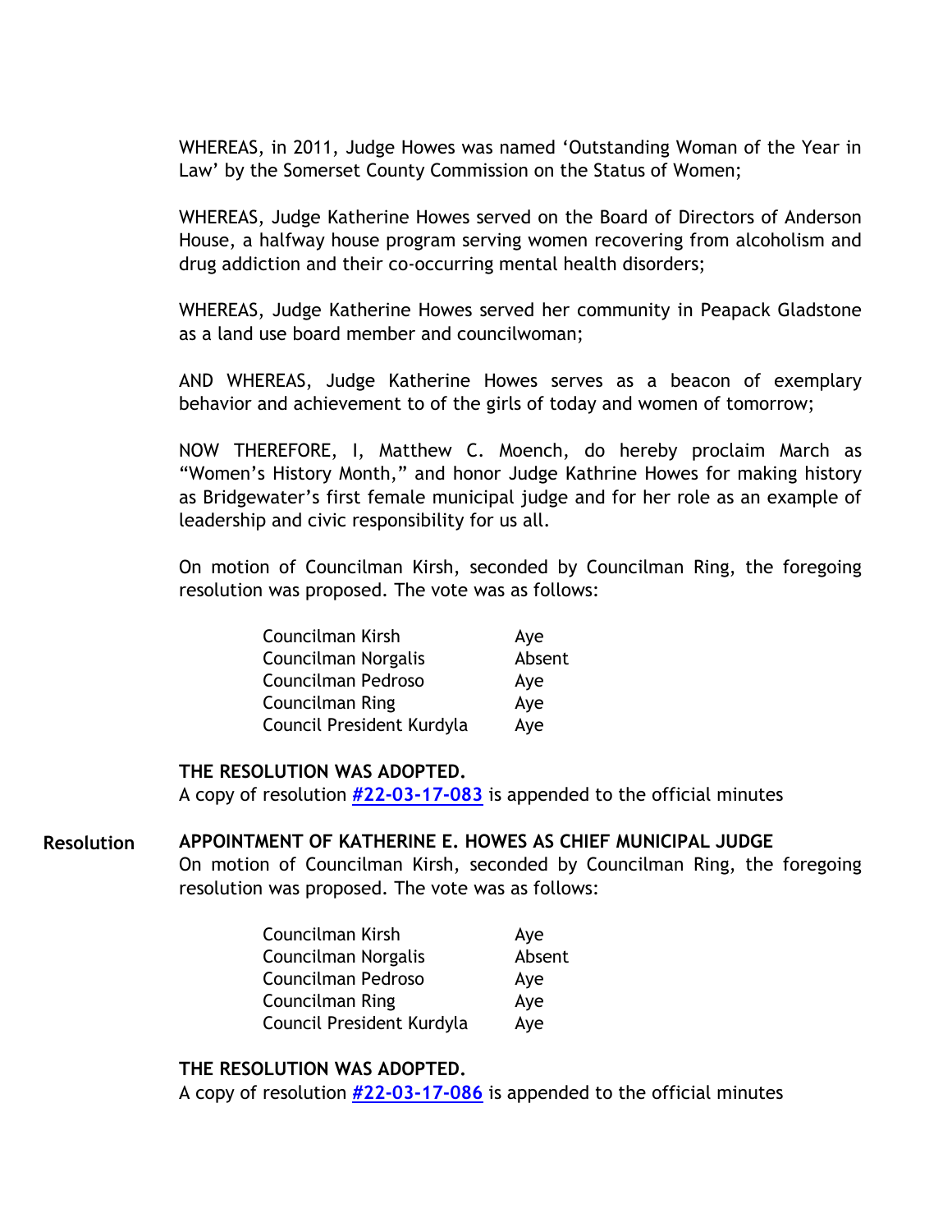WHEREAS, in 2011, Judge Howes was named 'Outstanding Woman of the Year in Law' by the Somerset County Commission on the Status of Women;

WHEREAS, Judge Katherine Howes served on the Board of Directors of Anderson House, a halfway house program serving women recovering from alcoholism and drug addiction and their co-occurring mental health disorders;

WHEREAS, Judge Katherine Howes served her community in Peapack Gladstone as a land use board member and councilwoman;

AND WHEREAS, Judge Katherine Howes serves as a beacon of exemplary behavior and achievement to of the girls of today and women of tomorrow;

NOW THEREFORE, I, Matthew C. Moench, do hereby proclaim March as "Women's History Month," and honor Judge Kathrine Howes for making history as Bridgewater's first female municipal judge and for her role as an example of leadership and civic responsibility for us all.

On motion of Councilman Kirsh, seconded by Councilman Ring, the foregoing resolution was proposed. The vote was as follows:

| | |
|---|---|
| Councilman Kirsh | Aye |
| Councilman Norgalis | Absent |
| Councilman Pedroso | Aye |
| Councilman Ring | Aye |
| Council President Kurdyla | Aye |

**THE RESOLUTION WAS ADOPTED.**
A copy of resolution **#22-03-17-083** is appended to the official minutes

**Resolution** **APPOINTMENT OF KATHERINE E. HOWES AS CHIEF MUNICIPAL JUDGE**
On motion of Councilman Kirsh, seconded by Councilman Ring, the foregoing resolution was proposed. The vote was as follows:

| | |
|---|---|
| Councilman Kirsh | Aye |
| Councilman Norgalis | Absent |
| Councilman Pedroso | Aye |
| Councilman Ring | Aye |
| Council President Kurdyla | Aye |

**THE RESOLUTION WAS ADOPTED.**
A copy of resolution **#22-03-17-086** is appended to the official minutes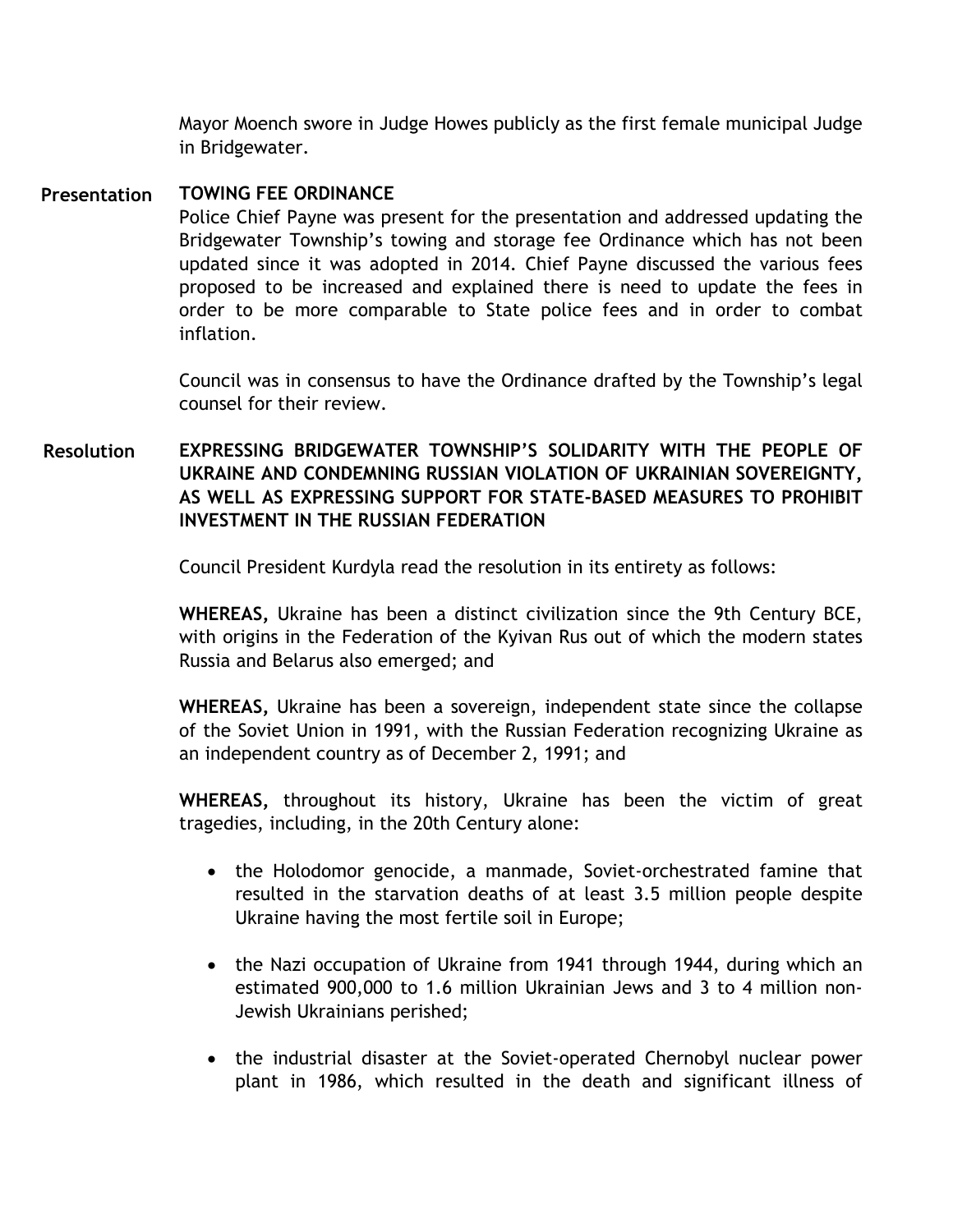Mayor Moench swore in Judge Howes publicly as the first female municipal Judge in Bridgewater.

**Presentation** **TOWING FEE ORDINANCE**

Police Chief Payne was present for the presentation and addressed updating the Bridgewater Township's towing and storage fee Ordinance which has not been updated since it was adopted in 2014. Chief Payne discussed the various fees proposed to be increased and explained there is need to update the fees in order to be more comparable to State police fees and in order to combat inflation.

Council was in consensus to have the Ordinance drafted by the Township's legal counsel for their review.

**Resolution** **EXPRESSING BRIDGEWATER TOWNSHIP'S SOLIDARITY WITH THE PEOPLE OF UKRAINE AND CONDEMNING RUSSIAN VIOLATION OF UKRAINIAN SOVEREIGNTY, AS WELL AS EXPRESSING SUPPORT FOR STATE-BASED MEASURES TO PROHIBIT INVESTMENT IN THE RUSSIAN FEDERATION**

Council President Kurdyla read the resolution in its entirety as follows:

**WHEREAS,** Ukraine has been a distinct civilization since the 9th Century BCE, with origins in the Federation of the Kyivan Rus out of which the modern states Russia and Belarus also emerged; and

**WHEREAS,** Ukraine has been a sovereign, independent state since the collapse of the Soviet Union in 1991, with the Russian Federation recognizing Ukraine as an independent country as of December 2, 1991; and

**WHEREAS,** throughout its history, Ukraine has been the victim of great tragedies, including, in the 20th Century alone:

- the Holodomor genocide, a manmade, Soviet-orchestrated famine that resulted in the starvation deaths of at least 3.5 million people despite Ukraine having the most fertile soil in Europe;
- the Nazi occupation of Ukraine from 1941 through 1944, during which an estimated 900,000 to 1.6 million Ukrainian Jews and 3 to 4 million non-Jewish Ukrainians perished;
- the industrial disaster at the Soviet-operated Chernobyl nuclear power plant in 1986, which resulted in the death and significant illness of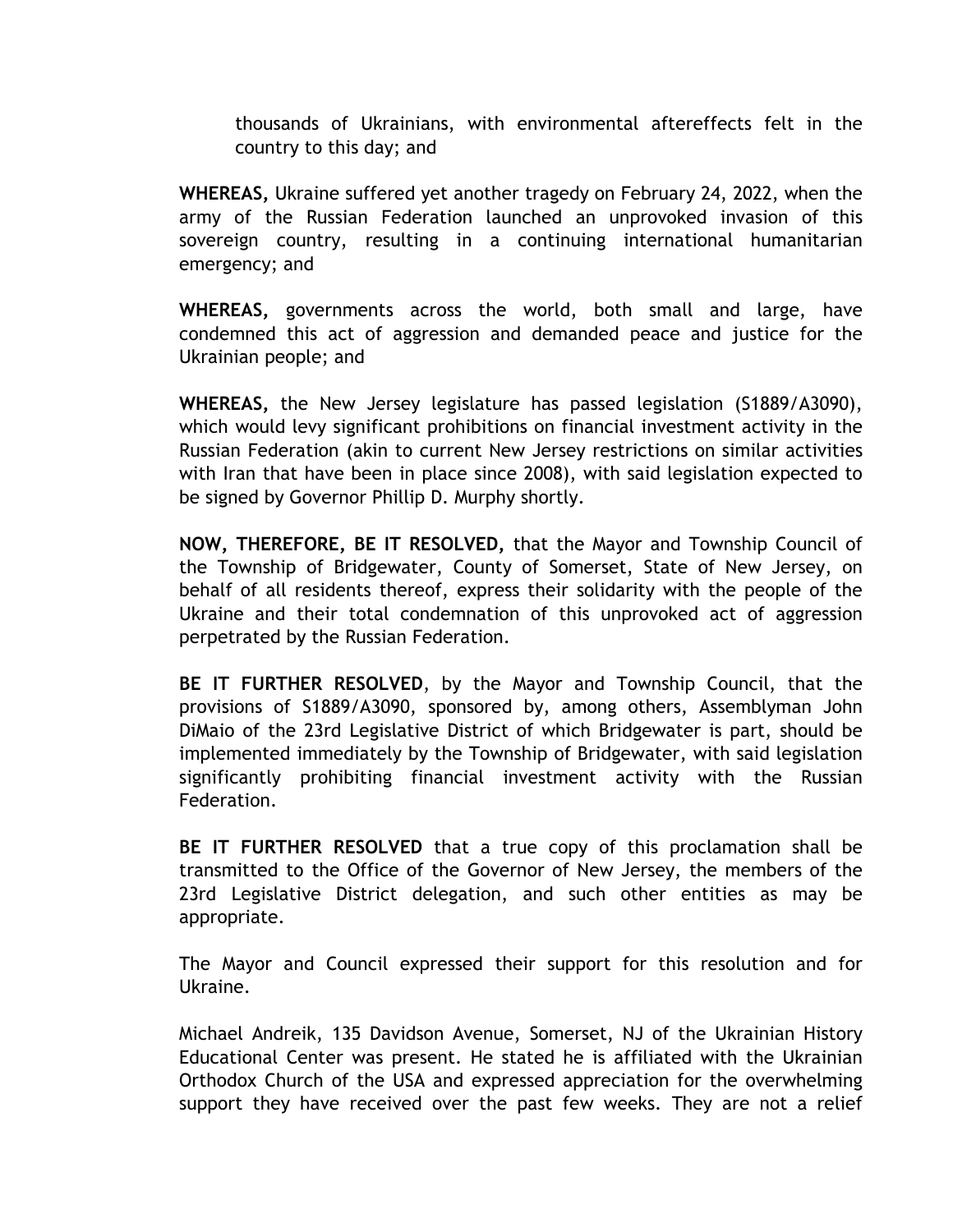thousands of Ukrainians, with environmental aftereffects felt in the country to this day; and

**WHEREAS,** Ukraine suffered yet another tragedy on February 24, 2022, when the army of the Russian Federation launched an unprovoked invasion of this sovereign country, resulting in a continuing international humanitarian emergency; and

**WHEREAS,** governments across the world, both small and large, have condemned this act of aggression and demanded peace and justice for the Ukrainian people; and

**WHEREAS,** the New Jersey legislature has passed legislation (S1889/A3090), which would levy significant prohibitions on financial investment activity in the Russian Federation (akin to current New Jersey restrictions on similar activities with Iran that have been in place since 2008), with said legislation expected to be signed by Governor Phillip D. Murphy shortly.

**NOW, THEREFORE, BE IT RESOLVED,** that the Mayor and Township Council of the Township of Bridgewater, County of Somerset, State of New Jersey, on behalf of all residents thereof, express their solidarity with the people of the Ukraine and their total condemnation of this unprovoked act of aggression perpetrated by the Russian Federation.

**BE IT FURTHER RESOLVED**, by the Mayor and Township Council, that the provisions of S1889/A3090, sponsored by, among others, Assemblyman John DiMaio of the 23rd Legislative District of which Bridgewater is part, should be implemented immediately by the Township of Bridgewater, with said legislation significantly prohibiting financial investment activity with the Russian Federation.

**BE IT FURTHER RESOLVED** that a true copy of this proclamation shall be transmitted to the Office of the Governor of New Jersey, the members of the 23rd Legislative District delegation, and such other entities as may be appropriate.

The Mayor and Council expressed their support for this resolution and for Ukraine.

Michael Andreik, 135 Davidson Avenue, Somerset, NJ of the Ukrainian History Educational Center was present. He stated he is affiliated with the Ukrainian Orthodox Church of the USA and expressed appreciation for the overwhelming support they have received over the past few weeks. They are not a relief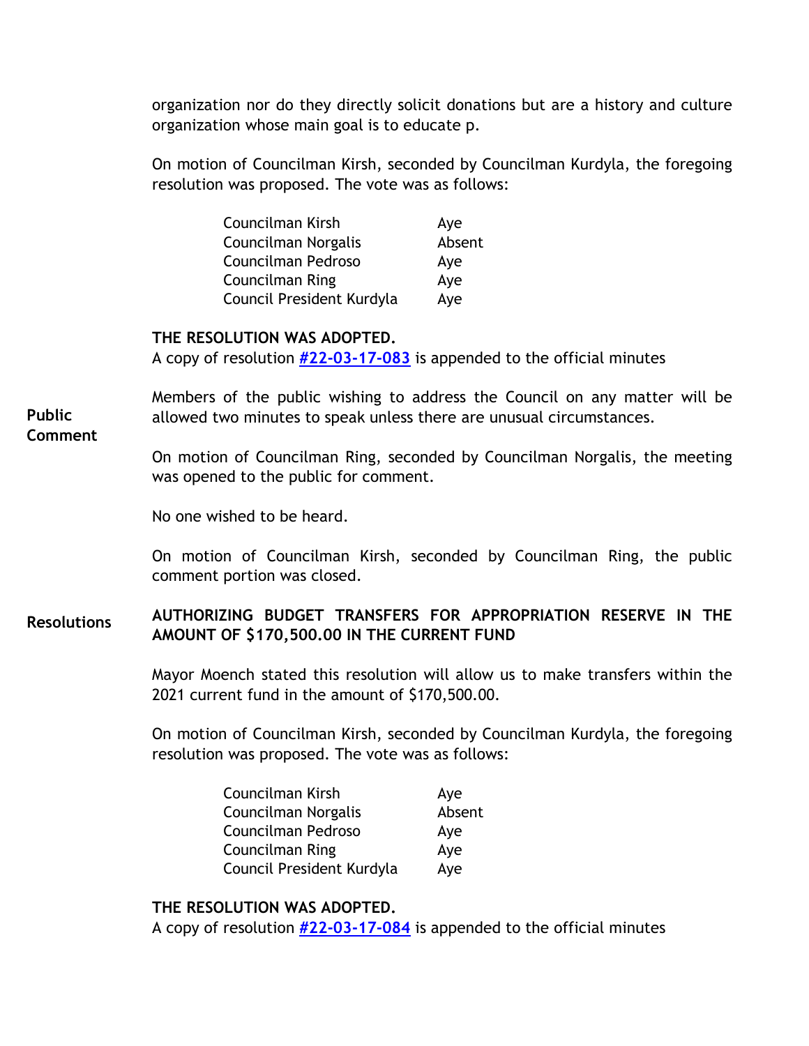organization nor do they directly solicit donations but are a history and culture organization whose main goal is to educate p.

On motion of Councilman Kirsh, seconded by Councilman Kurdyla, the foregoing resolution was proposed. The vote was as follows:

| | |
|---|---|
| Councilman Kirsh | Aye |
| Councilman Norgalis | Absent |
| Councilman Pedroso | Aye |
| Councilman Ring | Aye |
| Council President Kurdyla | Aye |

**THE RESOLUTION WAS ADOPTED.**
A copy of resolution **#22-03-17-083** is appended to the official minutes

**Public Comment**

Members of the public wishing to address the Council on any matter will be allowed two minutes to speak unless there are unusual circumstances.

On motion of Councilman Ring, seconded by Councilman Norgalis, the meeting was opened to the public for comment.

No one wished to be heard.

On motion of Councilman Kirsh, seconded by Councilman Ring, the public comment portion was closed.

**Resolutions**

**AUTHORIZING BUDGET TRANSFERS FOR APPROPRIATION RESERVE IN THE AMOUNT OF $170,500.00 IN THE CURRENT FUND**

Mayor Moench stated this resolution will allow us to make transfers within the 2021 current fund in the amount of $170,500.00.

On motion of Councilman Kirsh, seconded by Councilman Kurdyla, the foregoing resolution was proposed. The vote was as follows:

| | |
|---|---|
| Councilman Kirsh | Aye |
| Councilman Norgalis | Absent |
| Councilman Pedroso | Aye |
| Councilman Ring | Aye |
| Council President Kurdyla | Aye |

**THE RESOLUTION WAS ADOPTED.**
A copy of resolution **#22-03-17-084** is appended to the official minutes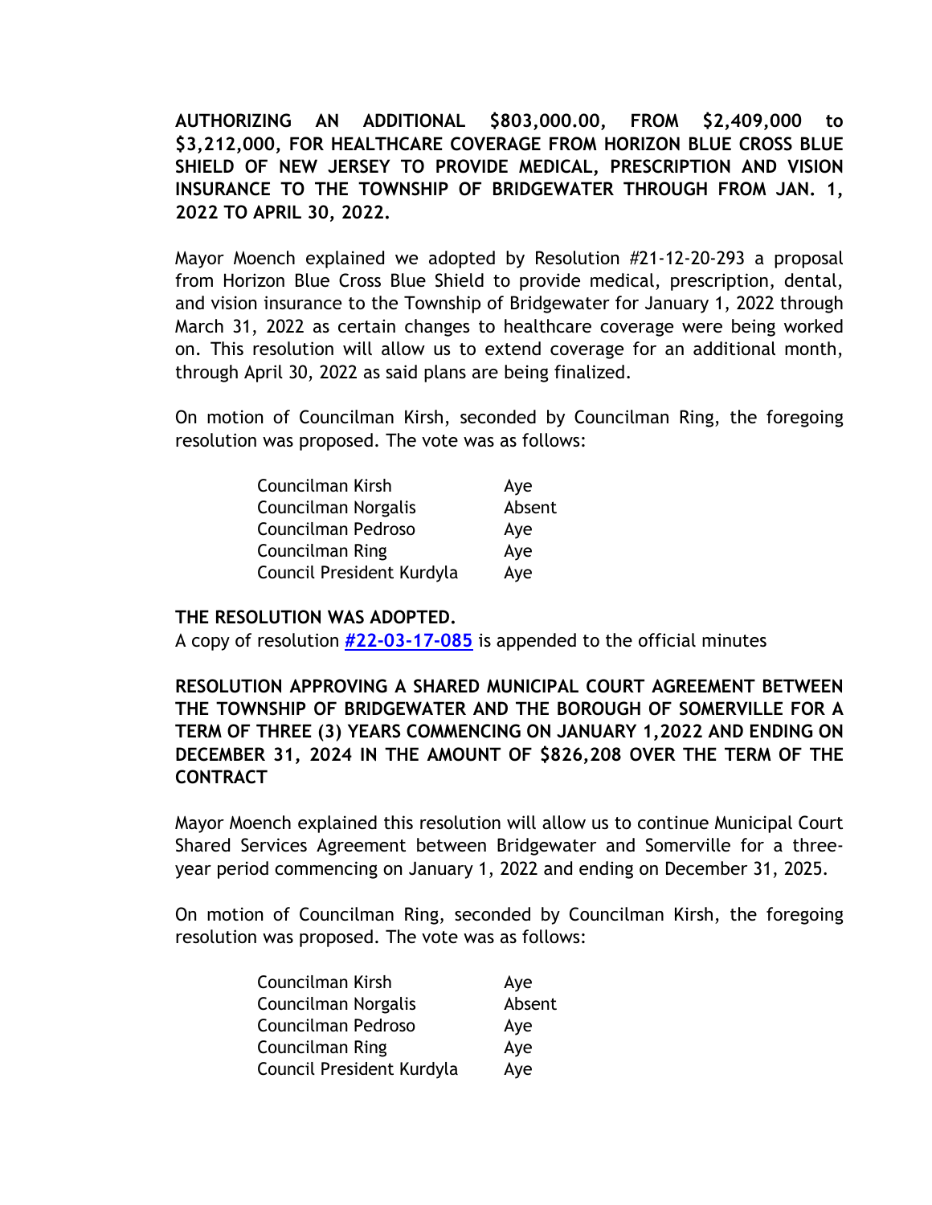**AUTHORIZING AN ADDITIONAL $803,000.00, FROM $2,409,000 to $3,212,000, FOR HEALTHCARE COVERAGE FROM HORIZON BLUE CROSS BLUE SHIELD OF NEW JERSEY TO PROVIDE MEDICAL, PRESCRIPTION AND VISION INSURANCE TO THE TOWNSHIP OF BRIDGEWATER THROUGH FROM JAN. 1, 2022 TO APRIL 30, 2022.**

Mayor Moench explained we adopted by Resolution #21-12-20-293 a proposal from Horizon Blue Cross Blue Shield to provide medical, prescription, dental, and vision insurance to the Township of Bridgewater for January 1, 2022 through March 31, 2022 as certain changes to healthcare coverage were being worked on. This resolution will allow us to extend coverage for an additional month, through April 30, 2022 as said plans are being finalized.

On motion of Councilman Kirsh, seconded by Councilman Ring, the foregoing resolution was proposed. The vote was as follows:

| | |
|---|---|
| Councilman Kirsh | Aye |
| Councilman Norgalis | Absent |
| Councilman Pedroso | Aye |
| Councilman Ring | Aye |
| Council President Kurdyla | Aye |

**THE RESOLUTION WAS ADOPTED.**
A copy of resolution **#22-03-17-085** is appended to the official minutes

**RESOLUTION APPROVING A SHARED MUNICIPAL COURT AGREEMENT BETWEEN THE TOWNSHIP OF BRIDGEWATER AND THE BOROUGH OF SOMERVILLE FOR A TERM OF THREE (3) YEARS COMMENCING ON JANUARY 1,2022 AND ENDING ON DECEMBER 31, 2024 IN THE AMOUNT OF $826,208 OVER THE TERM OF THE CONTRACT**

Mayor Moench explained this resolution will allow us to continue Municipal Court Shared Services Agreement between Bridgewater and Somerville for a three-year period commencing on January 1, 2022 and ending on December 31, 2025.

On motion of Councilman Ring, seconded by Councilman Kirsh, the foregoing resolution was proposed. The vote was as follows:

| | |
|---|---|
| Councilman Kirsh | Aye |
| Councilman Norgalis | Absent |
| Councilman Pedroso | Aye |
| Councilman Ring | Aye |
| Council President Kurdyla | Aye |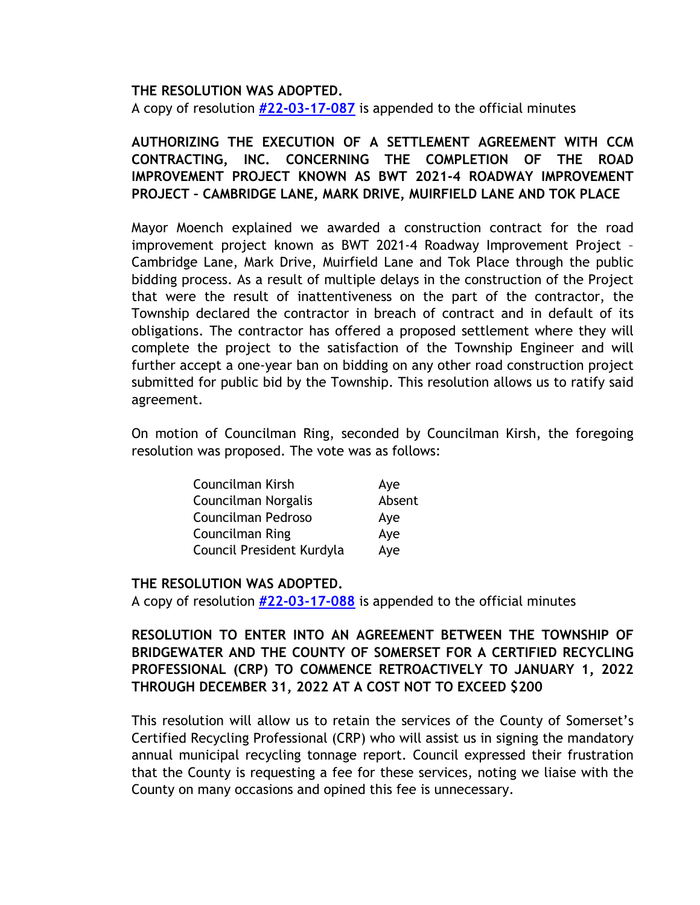**THE RESOLUTION WAS ADOPTED.**
A copy of resolution **[#22-03-17-087]** is appended to the official minutes

**AUTHORIZING THE EXECUTION OF A SETTLEMENT AGREEMENT WITH CCM CONTRACTING, INC. CONCERNING THE COMPLETION OF THE ROAD IMPROVEMENT PROJECT KNOWN AS BWT 2021-4 ROADWAY IMPROVEMENT PROJECT – CAMBRIDGE LANE, MARK DRIVE, MUIRFIELD LANE AND TOK PLACE**

Mayor Moench explained we awarded a construction contract for the road improvement project known as BWT 2021-4 Roadway Improvement Project – Cambridge Lane, Mark Drive, Muirfield Lane and Tok Place through the public bidding process. As a result of multiple delays in the construction of the Project that were the result of inattentiveness on the part of the contractor, the Township declared the contractor in breach of contract and in default of its obligations. The contractor has offered a proposed settlement where they will complete the project to the satisfaction of the Township Engineer and will further accept a one-year ban on bidding on any other road construction project submitted for public bid by the Township. This resolution allows us to ratify said agreement.

On motion of Councilman Ring, seconded by Councilman Kirsh, the foregoing resolution was proposed. The vote was as follows:

| | |
|---|---|
| Councilman Kirsh | Aye |
| Councilman Norgalis | Absent |
| Councilman Pedroso | Aye |
| Councilman Ring | Aye |
| Council President Kurdyla | Aye |

**THE RESOLUTION WAS ADOPTED.**
A copy of resolution **[#22-03-17-088]** is appended to the official minutes

**RESOLUTION TO ENTER INTO AN AGREEMENT BETWEEN THE TOWNSHIP OF BRIDGEWATER AND THE COUNTY OF SOMERSET FOR A CERTIFIED RECYCLING PROFESSIONAL (CRP) TO COMMENCE RETROACTIVELY TO JANUARY 1, 2022 THROUGH DECEMBER 31, 2022 AT A COST NOT TO EXCEED $200**

This resolution will allow us to retain the services of the County of Somerset's Certified Recycling Professional (CRP) who will assist us in signing the mandatory annual municipal recycling tonnage report. Council expressed their frustration that the County is requesting a fee for these services, noting we liaise with the County on many occasions and opined this fee is unnecessary.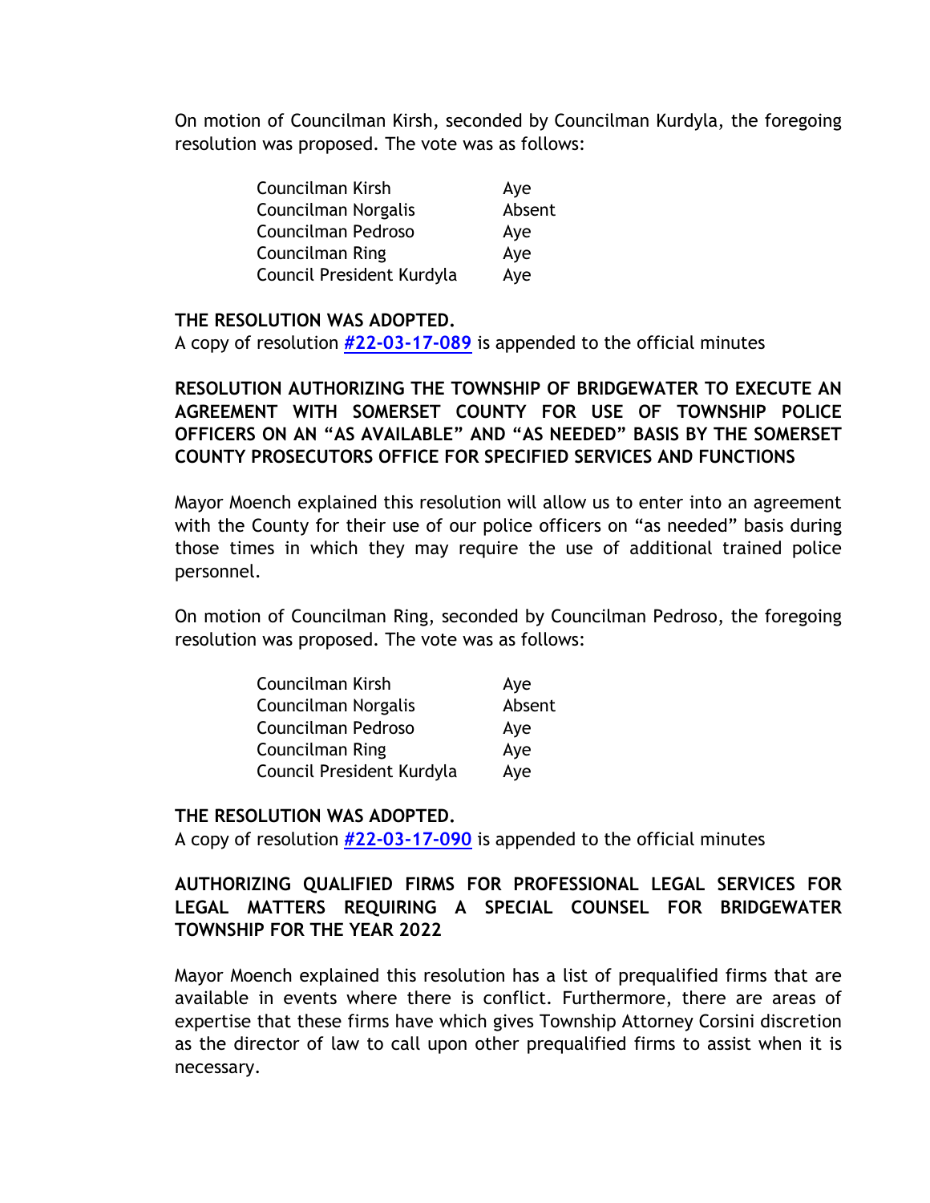On motion of Councilman Kirsh, seconded by Councilman Kurdyla, the foregoing resolution was proposed. The vote was as follows:

| | |
|---|---|
| Councilman Kirsh | Aye |
| Councilman Norgalis | Absent |
| Councilman Pedroso | Aye |
| Councilman Ring | Aye |
| Council President Kurdyla | Aye |

**THE RESOLUTION WAS ADOPTED.**
A copy of resolution **#22-03-17-089** is appended to the official minutes

**RESOLUTION AUTHORIZING THE TOWNSHIP OF BRIDGEWATER TO EXECUTE AN AGREEMENT WITH SOMERSET COUNTY FOR USE OF TOWNSHIP POLICE OFFICERS ON AN "AS AVAILABLE" AND "AS NEEDED" BASIS BY THE SOMERSET COUNTY PROSECUTORS OFFICE FOR SPECIFIED SERVICES AND FUNCTIONS**

Mayor Moench explained this resolution will allow us to enter into an agreement with the County for their use of our police officers on "as needed" basis during those times in which they may require the use of additional trained police personnel.

On motion of Councilman Ring, seconded by Councilman Pedroso, the foregoing resolution was proposed. The vote was as follows:

| | |
|---|---|
| Councilman Kirsh | Aye |
| Councilman Norgalis | Absent |
| Councilman Pedroso | Aye |
| Councilman Ring | Aye |
| Council President Kurdyla | Aye |

**THE RESOLUTION WAS ADOPTED.**
A copy of resolution **#22-03-17-090** is appended to the official minutes

**AUTHORIZING QUALIFIED FIRMS FOR PROFESSIONAL LEGAL SERVICES FOR LEGAL MATTERS REQUIRING A SPECIAL COUNSEL FOR BRIDGEWATER TOWNSHIP FOR THE YEAR 2022**

Mayor Moench explained this resolution has a list of prequalified firms that are available in events where there is conflict. Furthermore, there are areas of expertise that these firms have which gives Township Attorney Corsini discretion as the director of law to call upon other prequalified firms to assist when it is necessary.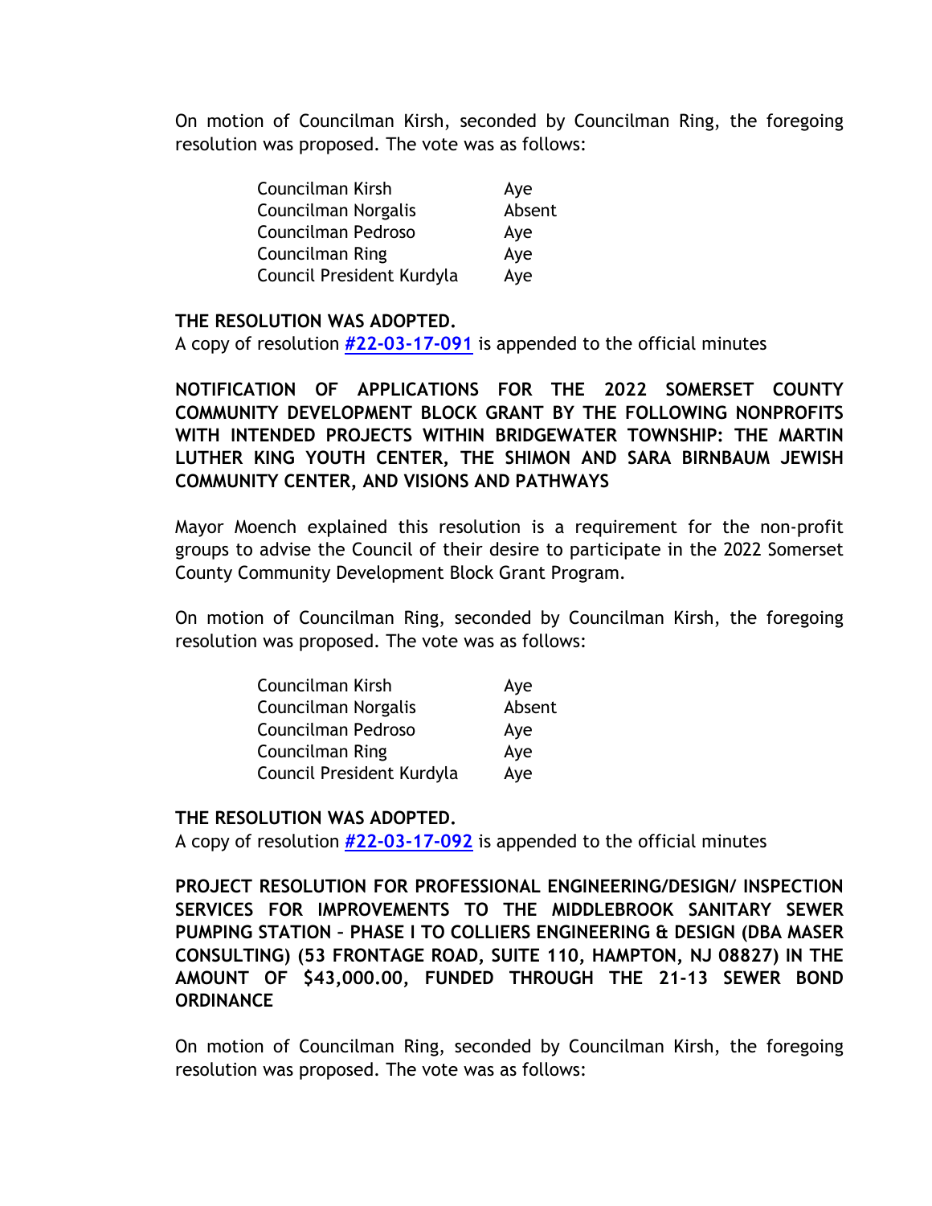On motion of Councilman Kirsh, seconded by Councilman Ring, the foregoing resolution was proposed. The vote was as follows:

| | |
|---|---|
| Councilman Kirsh | Aye |
| Councilman Norgalis | Absent |
| Councilman Pedroso | Aye |
| Councilman Ring | Aye |
| Council President Kurdyla | Aye |

**THE RESOLUTION WAS ADOPTED.**
A copy of resolution **#22-03-17-091** is appended to the official minutes

**NOTIFICATION OF APPLICATIONS FOR THE 2022 SOMERSET COUNTY COMMUNITY DEVELOPMENT BLOCK GRANT BY THE FOLLOWING NONPROFITS WITH INTENDED PROJECTS WITHIN BRIDGEWATER TOWNSHIP: THE MARTIN LUTHER KING YOUTH CENTER, THE SHIMON AND SARA BIRNBAUM JEWISH COMMUNITY CENTER, AND VISIONS AND PATHWAYS**

Mayor Moench explained this resolution is a requirement for the non-profit groups to advise the Council of their desire to participate in the 2022 Somerset County Community Development Block Grant Program.

On motion of Councilman Ring, seconded by Councilman Kirsh, the foregoing resolution was proposed. The vote was as follows:

| | |
|---|---|
| Councilman Kirsh | Aye |
| Councilman Norgalis | Absent |
| Councilman Pedroso | Aye |
| Councilman Ring | Aye |
| Council President Kurdyla | Aye |

**THE RESOLUTION WAS ADOPTED.**
A copy of resolution **#22-03-17-092** is appended to the official minutes

**PROJECT RESOLUTION FOR PROFESSIONAL ENGINEERING/DESIGN/ INSPECTION SERVICES FOR IMPROVEMENTS TO THE MIDDLEBROOK SANITARY SEWER PUMPING STATION – PHASE I TO COLLIERS ENGINEERING & DESIGN (DBA MASER CONSULTING) (53 FRONTAGE ROAD, SUITE 110, HAMPTON, NJ 08827) IN THE AMOUNT OF $43,000.00, FUNDED THROUGH THE 21-13 SEWER BOND ORDINANCE**

On motion of Councilman Ring, seconded by Councilman Kirsh, the foregoing resolution was proposed. The vote was as follows: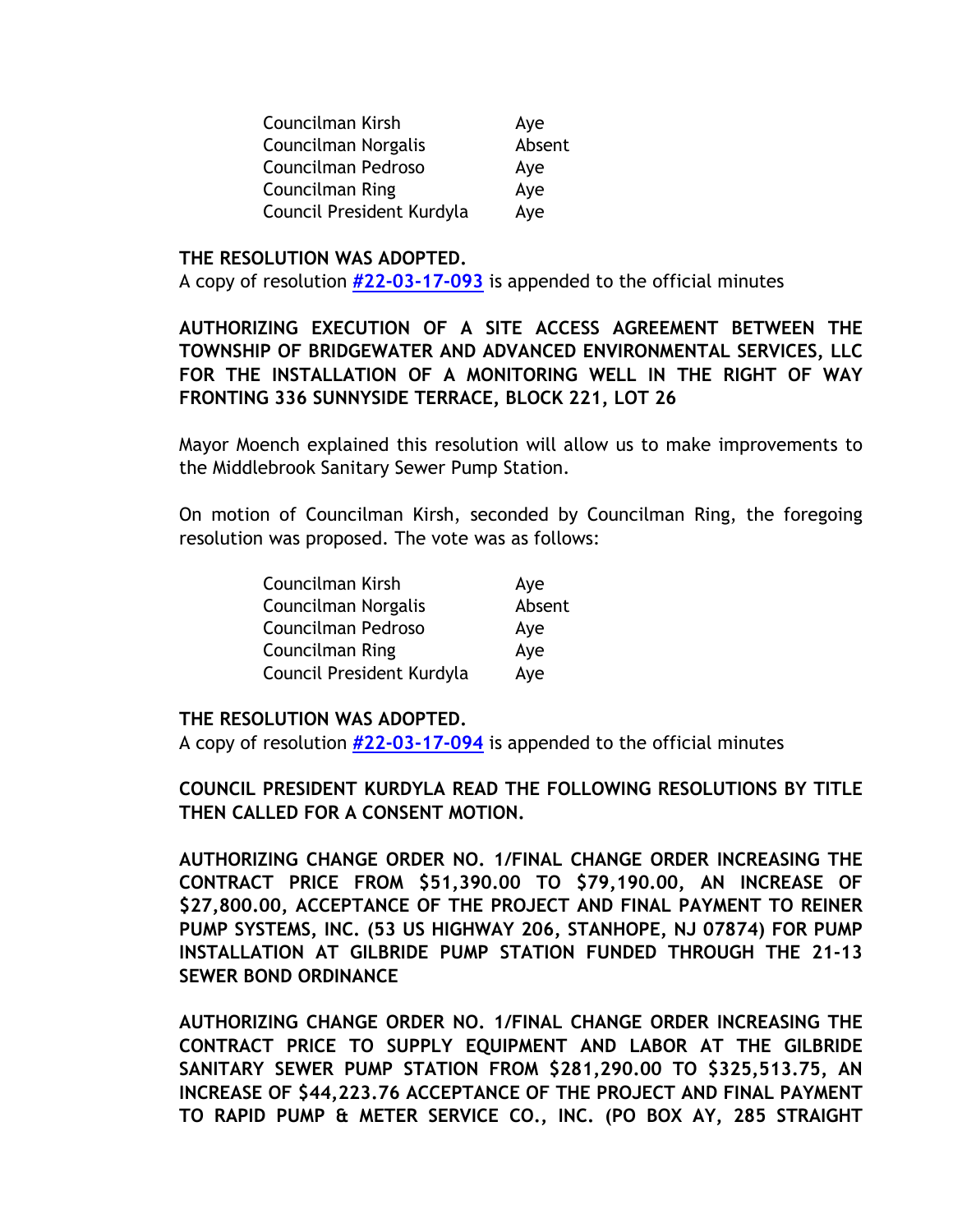| | |
|---|---|
| Councilman Kirsh | Aye |
| Councilman Norgalis | Absent |
| Councilman Pedroso | Aye |
| Councilman Ring | Aye |
| Council President Kurdyla | Aye |

**THE RESOLUTION WAS ADOPTED.**
A copy of resolution **#22-03-17-093** is appended to the official minutes

**AUTHORIZING EXECUTION OF A SITE ACCESS AGREEMENT BETWEEN THE TOWNSHIP OF BRIDGEWATER AND ADVANCED ENVIRONMENTAL SERVICES, LLC FOR THE INSTALLATION OF A MONITORING WELL IN THE RIGHT OF WAY FRONTING 336 SUNNYSIDE TERRACE, BLOCK 221, LOT 26**

Mayor Moench explained this resolution will allow us to make improvements to the Middlebrook Sanitary Sewer Pump Station.

On motion of Councilman Kirsh, seconded by Councilman Ring, the foregoing resolution was proposed. The vote was as follows:

| | |
|---|---|
| Councilman Kirsh | Aye |
| Councilman Norgalis | Absent |
| Councilman Pedroso | Aye |
| Councilman Ring | Aye |
| Council President Kurdyla | Aye |

**THE RESOLUTION WAS ADOPTED.**
A copy of resolution **#22-03-17-094** is appended to the official minutes

**COUNCIL PRESIDENT KURDYLA READ THE FOLLOWING RESOLUTIONS BY TITLE THEN CALLED FOR A CONSENT MOTION.**

**AUTHORIZING CHANGE ORDER NO. 1/FINAL CHANGE ORDER INCREASING THE CONTRACT PRICE FROM $51,390.00 TO $79,190.00, AN INCREASE OF $27,800.00, ACCEPTANCE OF THE PROJECT AND FINAL PAYMENT TO REINER PUMP SYSTEMS, INC. (53 US HIGHWAY 206, STANHOPE, NJ 07874) FOR PUMP INSTALLATION AT GILBRIDE PUMP STATION FUNDED THROUGH THE 21-13 SEWER BOND ORDINANCE**

**AUTHORIZING CHANGE ORDER NO. 1/FINAL CHANGE ORDER INCREASING THE CONTRACT PRICE TO SUPPLY EQUIPMENT AND LABOR AT THE GILBRIDE SANITARY SEWER PUMP STATION FROM $281,290.00 TO $325,513.75, AN INCREASE OF $44,223.76 ACCEPTANCE OF THE PROJECT AND FINAL PAYMENT TO RAPID PUMP & METER SERVICE CO., INC. (PO BOX AY, 285 STRAIGHT**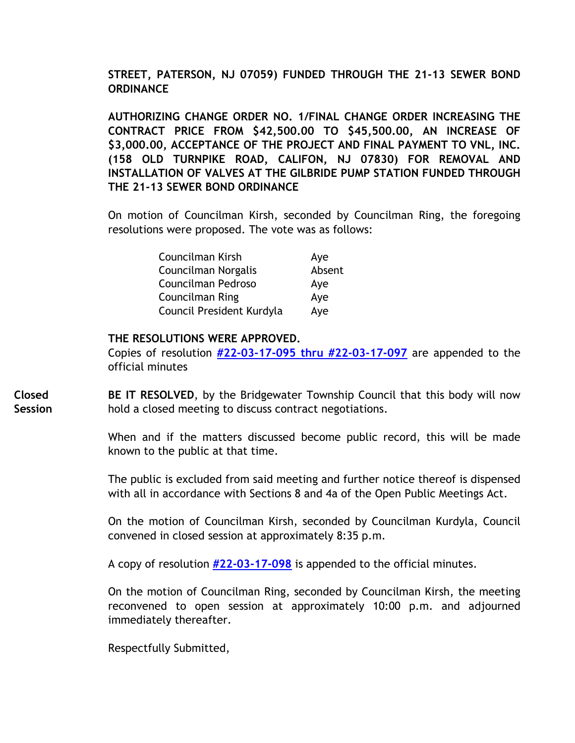**STREET, PATERSON, NJ 07059) FUNDED THROUGH THE 21-13 SEWER BOND ORDINANCE**

**AUTHORIZING CHANGE ORDER NO. 1/FINAL CHANGE ORDER INCREASING THE CONTRACT PRICE FROM $42,500.00 TO $45,500.00, AN INCREASE OF $3,000.00, ACCEPTANCE OF THE PROJECT AND FINAL PAYMENT TO VNL, INC. (158 OLD TURNPIKE ROAD, CALIFON, NJ 07830) FOR REMOVAL AND INSTALLATION OF VALVES AT THE GILBRIDE PUMP STATION FUNDED THROUGH THE 21-13 SEWER BOND ORDINANCE**

On motion of Councilman Kirsh, seconded by Councilman Ring, the foregoing resolutions were proposed. The vote was as follows:

| | |
|---|---|
| Councilman Kirsh | Aye |
| Councilman Norgalis | Absent |
| Councilman Pedroso | Aye |
| Councilman Ring | Aye |
| Council President Kurdyla | Aye |

**THE RESOLUTIONS WERE APPROVED.**
Copies of resolution **#22-03-17-095 thru #22-03-17-097** are appended to the official minutes

**Closed Session**

**BE IT RESOLVED**, by the Bridgewater Township Council that this body will now hold a closed meeting to discuss contract negotiations.

When and if the matters discussed become public record, this will be made known to the public at that time.

The public is excluded from said meeting and further notice thereof is dispensed with all in accordance with Sections 8 and 4a of the Open Public Meetings Act.

On the motion of Councilman Kirsh, seconded by Councilman Kurdyla, Council convened in closed session at approximately 8:35 p.m.

A copy of resolution **#22-03-17-098** is appended to the official minutes.

On the motion of Councilman Ring, seconded by Councilman Kirsh, the meeting reconvened to open session at approximately 10:00 p.m. and adjourned immediately thereafter.

Respectfully Submitted,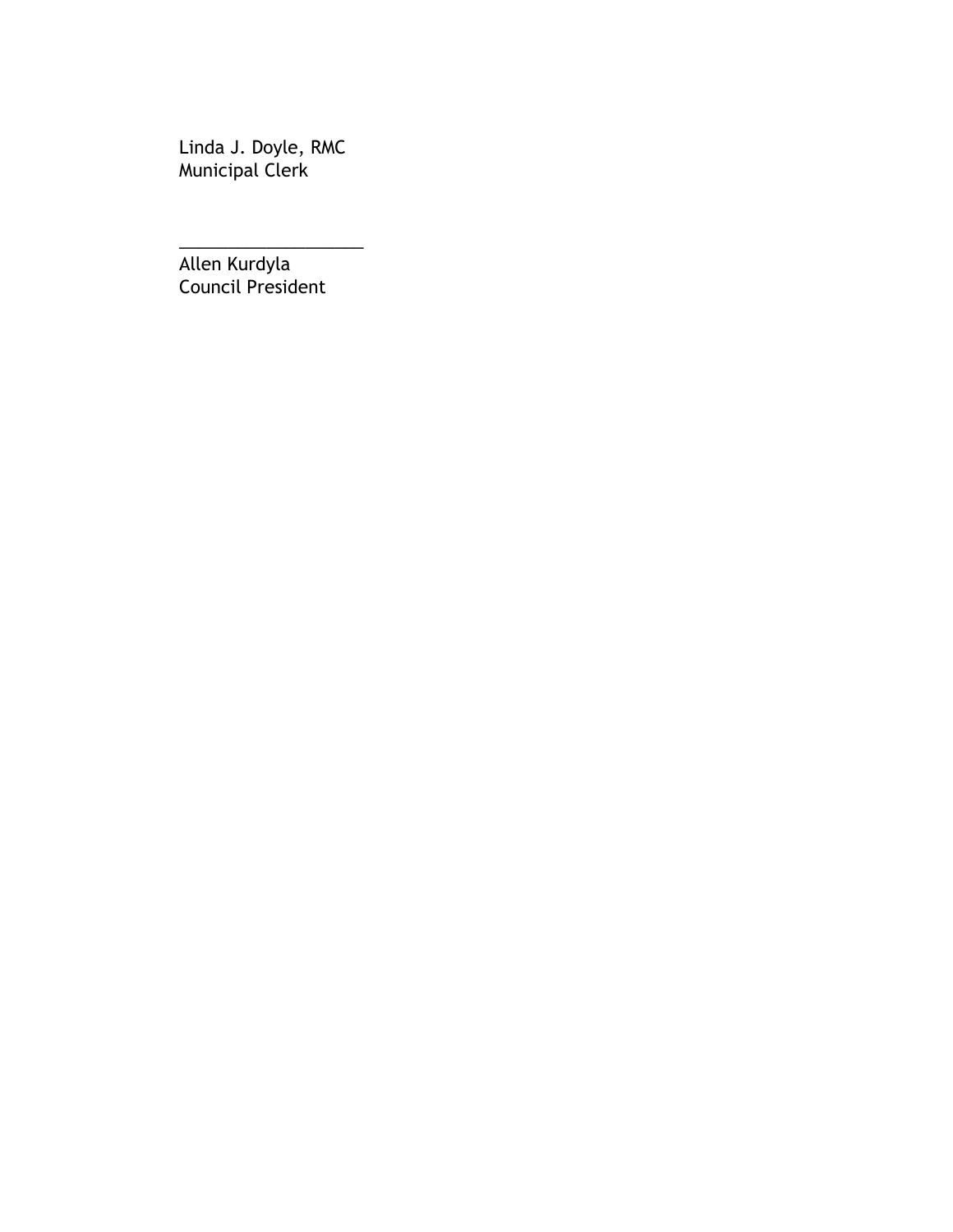Linda J. Doyle, RMC
Municipal Clerk

____________________
Allen Kurdyla
Council President